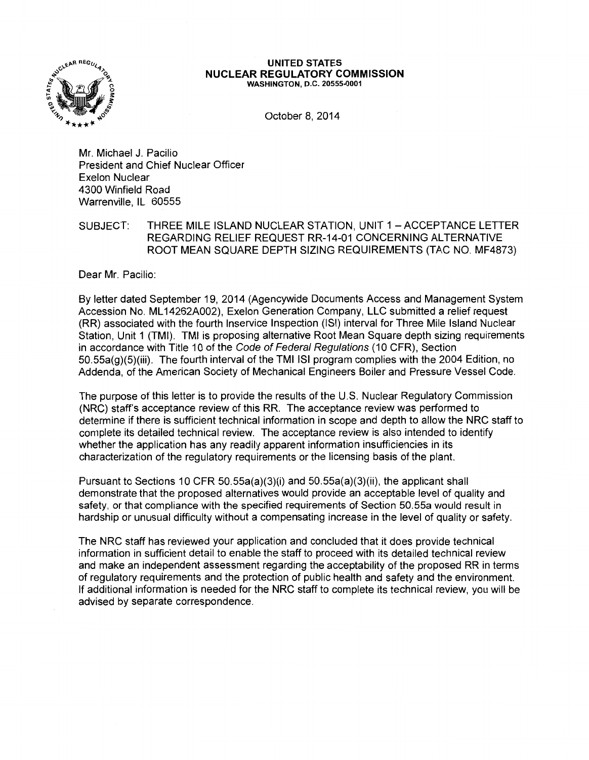**UNITED STATES**
**NUCLEAR REGULATORY COMMISSION**
**WASHINGTON, D.C. 20555-0001**

October 8, 2014

Mr. Michael J. Pacilio
President and Chief Nuclear Officer
Exelon Nuclear
4300 Winfield Road
Warrenville, IL 60555

SUBJECT: THREE MILE ISLAND NUCLEAR STATION, UNIT 1 – ACCEPTANCE LETTER REGARDING RELIEF REQUEST RR-14-01 CONCERNING ALTERNATIVE ROOT MEAN SQUARE DEPTH SIZING REQUIREMENTS (TAC NO. MF4873)

Dear Mr. Pacilio:

By letter dated September 19, 2014 (Agencywide Documents Access and Management System Accession No. ML14262A002), Exelon Generation Company, LLC submitted a relief request (RR) associated with the fourth Inservice Inspection (ISI) interval for Three Mile Island Nuclear Station, Unit 1 (TMI). TMI is proposing alternative Root Mean Square depth sizing requirements in accordance with Title 10 of the *Code of Federal Regulations* (10 CFR), Section 50.55a(g)(5)(iii). The fourth interval of the TMI ISI program complies with the 2004 Edition, no Addenda, of the American Society of Mechanical Engineers Boiler and Pressure Vessel Code.

The purpose of this letter is to provide the results of the U.S. Nuclear Regulatory Commission (NRC) staff's acceptance review of this RR. The acceptance review was performed to determine if there is sufficient technical information in scope and depth to allow the NRC staff to complete its detailed technical review. The acceptance review is also intended to identify whether the application has any readily apparent information insufficiencies in its characterization of the regulatory requirements or the licensing basis of the plant.

Pursuant to Sections 10 CFR 50.55a(a)(3)(i) and 50.55a(a)(3)(ii), the applicant shall demonstrate that the proposed alternatives would provide an acceptable level of quality and safety, or that compliance with the specified requirements of Section 50.55a would result in hardship or unusual difficulty without a compensating increase in the level of quality or safety.

The NRC staff has reviewed your application and concluded that it does provide technical information in sufficient detail to enable the staff to proceed with its detailed technical review and make an independent assessment regarding the acceptability of the proposed RR in terms of regulatory requirements and the protection of public health and safety and the environment. If additional information is needed for the NRC staff to complete its technical review, you will be advised by separate correspondence.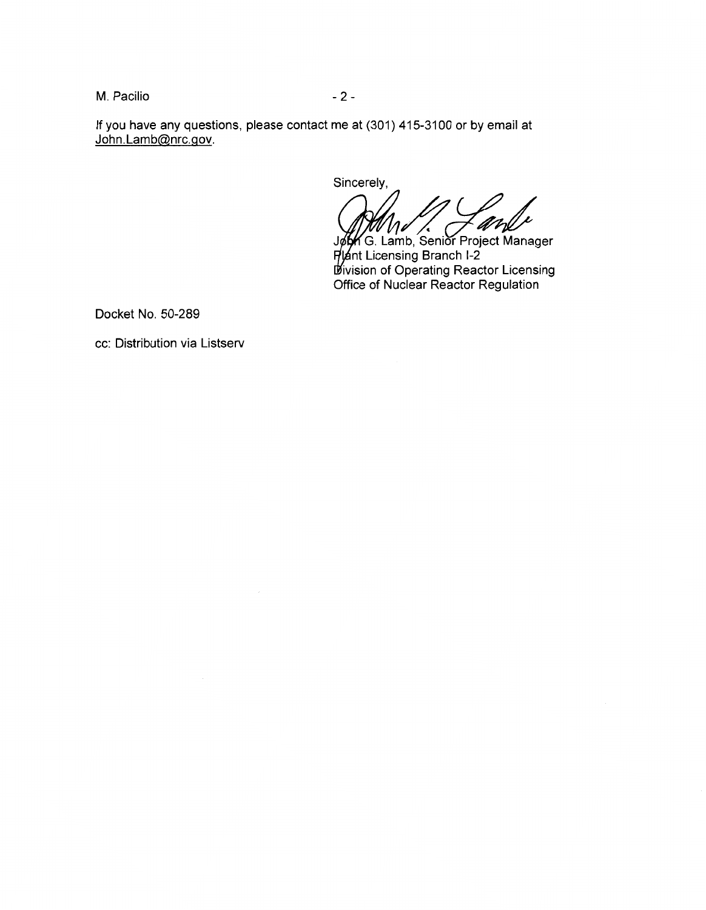If you have any questions, please contact me at (301) 415-3100 or by email at John.Lamb@nrc.gov.

Sincerely,

John G. Lamb, Senior Project Manager
Plant Licensing Branch I-2
Division of Operating Reactor Licensing
Office of Nuclear Reactor Regulation

Docket No. 50-289

cc: Distribution via Listserv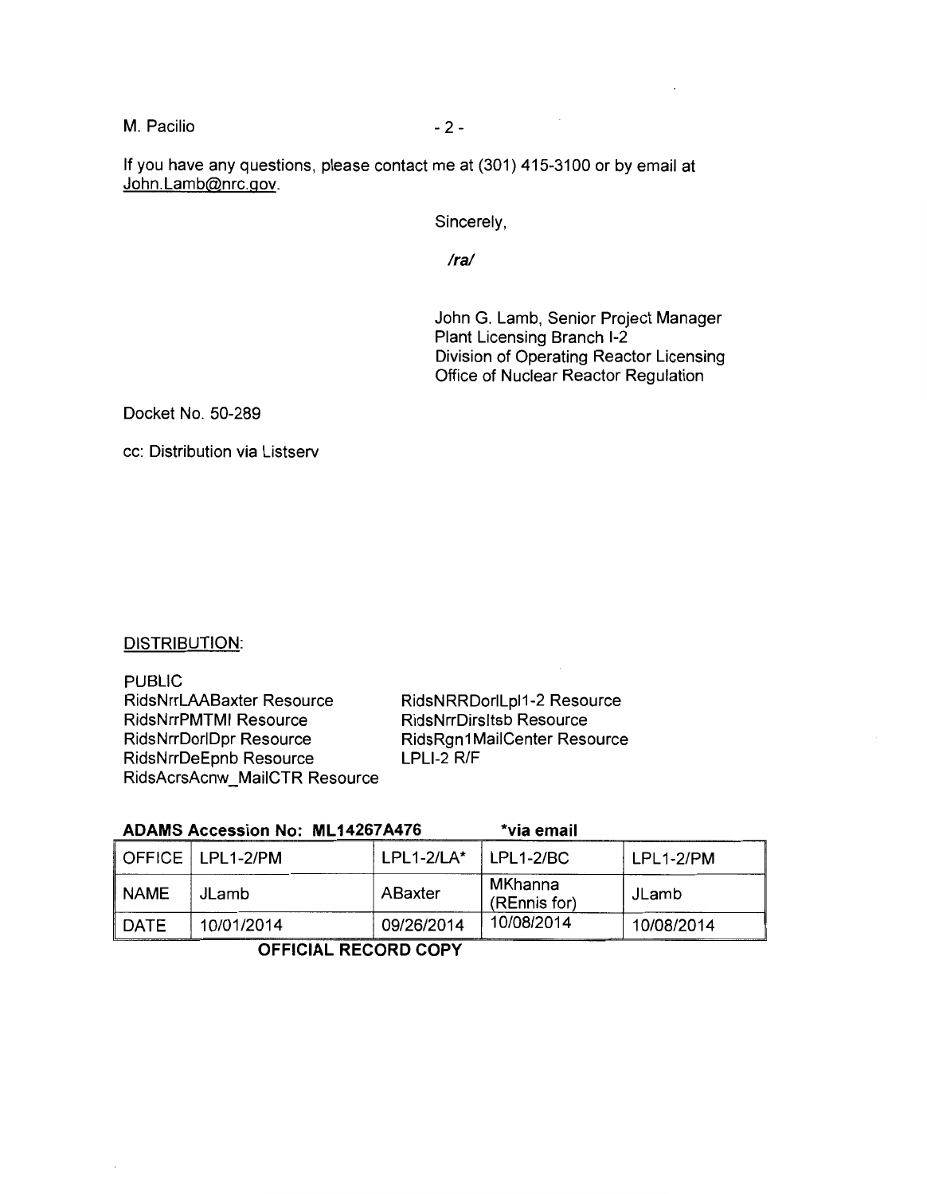If you have any questions, please contact me at (301) 415-3100 or by email at John.Lamb@nrc.gov.

Sincerely,

*/ra/*

John G. Lamb, Senior Project Manager
Plant Licensing Branch I-2
Division of Operating Reactor Licensing
Office of Nuclear Reactor Regulation

Docket No. 50-289

cc: Distribution via Listserv

DISTRIBUTION:

PUBLIC
RidsNrrLAABaxter Resource
RidsNrrPMTMI Resource
RidsNrrDorlDpr Resource
RidsNrrDeEpnb Resource
RidsAcrsAcnw_MailCTR Resource
RidsNRRDorlLpl1-2 Resource
RidsNrrDirsItsb Resource
RidsRgn1MailCenter Resource
LPLI-2 R/F

**ADAMS Accession No: ML14267A476** **\*via email**

| OFFICE | LPL1-2/PM | LPL1-2/LA* | LPL1-2/BC | LPL1-2/PM |
|---|---|---|---|---|
| NAME | JLamb | ABaxter | MKhanna (REnnis for) | JLamb |
| DATE | 10/01/2014 | 09/26/2014 | 10/08/2014 | 10/08/2014 |

**OFFICIAL RECORD COPY**